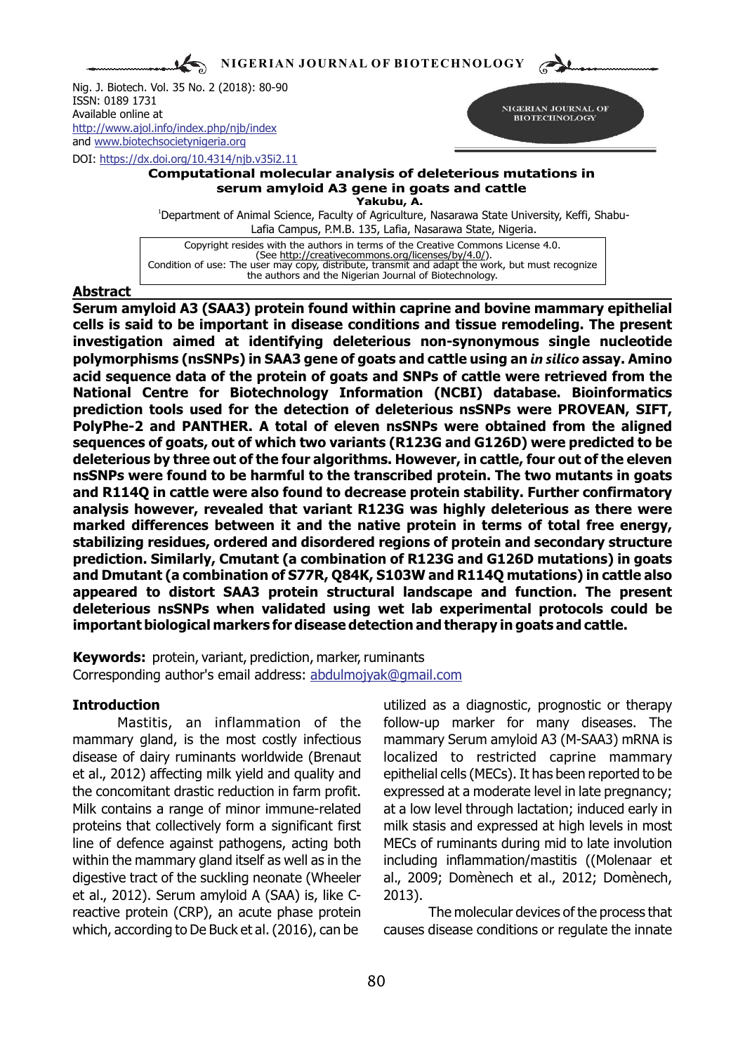Nig. J. Biotech. Vol. 35 No. 2 (2018): 80-90
ISSN: 0189 1731
Available online at
http://www.ajol.info/index.php/njb/index
and www.biotechsocietynigeria.org

DOI: https://dx.doi.org/10.4314/njb.v35i2.11

# Computational molecular analysis of deleterious mutations in serum amyloid A3 gene in goats and cattle

**Yakubu, A.**

[1]Department of Animal Science, Faculty of Agriculture, Nasarawa State University, Keffi, Shabu-Lafia Campus, P.M.B. 135, Lafia, Nasarawa State, Nigeria.

Copyright resides with the authors in terms of the Creative Commons License 4.0. (See http://creativecommons.org/licenses/by/4.0/). Condition of use: The user may copy, distribute, transmit and adapt the work, but must recognize the authors and the Nigerian Journal of Biotechnology.

## Abstract

**Serum amyloid A3 (SAA3) protein found within caprine and bovine mammary epithelial cells is said to be important in disease conditions and tissue remodeling. The present investigation aimed at identifying deleterious non-synonymous single nucleotide polymorphisms (nsSNPs) in SAA3 gene of goats and cattle using an *in silico* assay. Amino acid sequence data of the protein of goats and SNPs of cattle were retrieved from the National Centre for Biotechnology Information (NCBI) database. Bioinformatics prediction tools used for the detection of deleterious nsSNPs were PROVEAN, SIFT, PolyPhe-2 and PANTHER. A total of eleven nsSNPs were obtained from the aligned sequences of goats, out of which two variants (R123G and G126D) were predicted to be deleterious by three out of the four algorithms. However, in cattle, four out of the eleven nsSNPs were found to be harmful to the transcribed protein. The two mutants in goats and R114Q in cattle were also found to decrease protein stability. Further confirmatory analysis however, revealed that variant R123G was highly deleterious as there were marked differences between it and the native protein in terms of total free energy, stabilizing residues, ordered and disordered regions of protein and secondary structure prediction. Similarly, Cmutant (a combination of R123G and G126D mutations) in goats and Dmutant (a combination of S77R, Q84K, S103W and R114Q mutations) in cattle also appeared to distort SAA3 protein structural landscape and function. The present deleterious nsSNPs when validated using wet lab experimental protocols could be important biological markers for disease detection and therapy in goats and cattle.**

**Keywords:** protein, variant, prediction, marker, ruminants

Corresponding author's email address: abdulmojyak@gmail.com

## Introduction

Mastitis, an inflammation of the mammary gland, is the most costly infectious disease of dairy ruminants worldwide (Brenaut et al., 2012) affecting milk yield and quality and the concomitant drastic reduction in farm profit. Milk contains a range of minor immune-related proteins that collectively form a significant first line of defence against pathogens, acting both within the mammary gland itself as well as in the digestive tract of the suckling neonate (Wheeler et al., 2012). Serum amyloid A (SAA) is, like C-reactive protein (CRP), an acute phase protein which, according to De Buck et al. (2016), can be utilized as a diagnostic, prognostic or therapy follow-up marker for many diseases. The mammary Serum amyloid A3 (M-SAA3) mRNA is localized to restricted caprine mammary epithelial cells (MECs). It has been reported to be expressed at a moderate level in late pregnancy; at a low level through lactation; induced early in milk stasis and expressed at high levels in most MECs of ruminants during mid to late involution including inflammation/mastitis ((Molenaar et al., 2009; Domènech et al., 2012; Domènech, 2013).

The molecular devices of the process that causes disease conditions or regulate the innate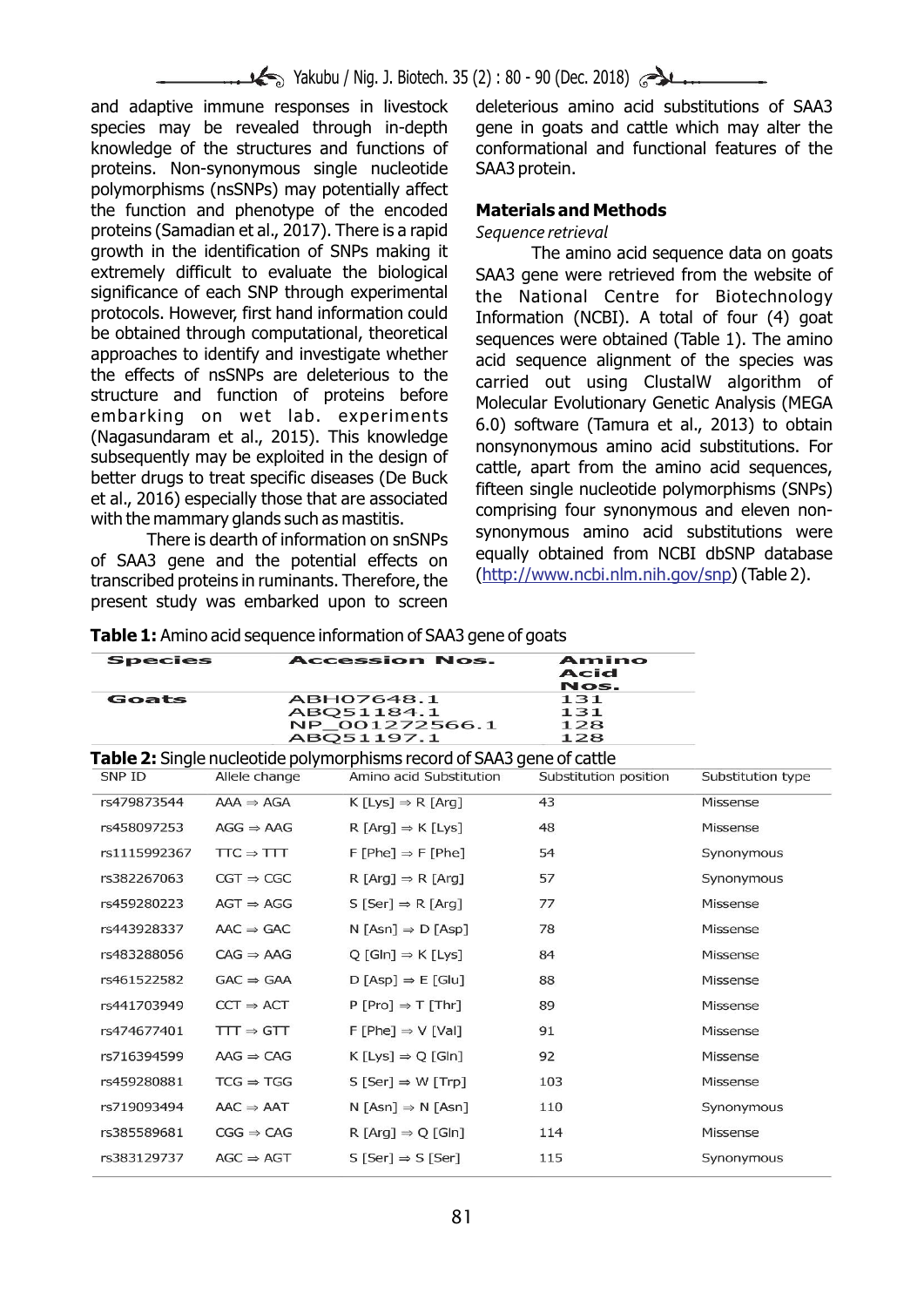and adaptive immune responses in livestock species may be revealed through in-depth knowledge of the structures and functions of proteins. Non-synonymous single nucleotide polymorphisms (nsSNPs) may potentially affect the function and phenotype of the encoded proteins (Samadian et al., 2017). There is a rapid growth in the identification of SNPs making it extremely difficult to evaluate the biological significance of each SNP through experimental protocols. However, first hand information could be obtained through computational, theoretical approaches to identify and investigate whether the effects of nsSNPs are deleterious to the structure and function of proteins before embarking on wet lab. experiments (Nagasundaram et al., 2015). This knowledge subsequently may be exploited in the design of better drugs to treat specific diseases (De Buck et al., 2016) especially those that are associated with the mammary glands such as mastitis.

There is dearth of information on snSNPs of SAA3 gene and the potential effects on transcribed proteins in ruminants. Therefore, the present study was embarked upon to screen deleterious amino acid substitutions of SAA3 gene in goats and cattle which may alter the conformational and functional features of the SAA3 protein.

## Materials and Methods

*Sequence retrieval*

The amino acid sequence data on goats SAA3 gene were retrieved from the website of the National Centre for Biotechnology Information (NCBI). A total of four (4) goat sequences were obtained (Table 1). The amino acid sequence alignment of the species was carried out using ClustalW algorithm of Molecular Evolutionary Genetic Analysis (MEGA 6.0) software (Tamura et al., 2013) to obtain nonsynonymous amino acid substitutions. For cattle, apart from the amino acid sequences, fifteen single nucleotide polymorphisms (SNPs) comprising four synonymous and eleven non-synonymous amino acid substitutions were equally obtained from NCBI dbSNP database (http://www.ncbi.nlm.nih.gov/snp) (Table 2).

**Table 1:** Amino acid sequence information of SAA3 gene of goats

| Species | Accession Nos. | Amino Acid Nos. |
|---|---|---|
| Goats | ABH07648.1 | 131 |
| | ABQ51184.1 | 131 |
| | NP_001272566.1 | 128 |
| | ABQ51197.1 | 128 |

**Table 2:** Single nucleotide polymorphisms record of SAA3 gene of cattle

| SNP ID | Allele change | Amino acid Substitution | Substitution position | Substitution type |
|---|---|---|---|---|
| rs479873544 | AAA ⇒ AGA | K [Lys] ⇒ R [Arg] | 43 | Missense |
| rs458097253 | AGG ⇒ AAG | R [Arg] ⇒ K [Lys] | 48 | Missense |
| rs1115992367 | TTC ⇒ TTT | F [Phe] ⇒ F [Phe] | 54 | Synonymous |
| rs382267063 | CGT ⇒ CGC | R [Arg] ⇒ R [Arg] | 57 | Synonymous |
| rs459280223 | AGT ⇒ AGG | S [Ser] ⇒ R [Arg] | 77 | Missense |
| rs443928337 | AAC ⇒ GAC | N [Asn] ⇒ D [Asp] | 78 | Missense |
| rs483288056 | CAG ⇒ AAG | Q [Gln] ⇒ K [Lys] | 84 | Missense |
| rs461522582 | GAC ⇒ GAA | D [Asp] ⇒ E [Glu] | 88 | Missense |
| rs441703949 | CCT ⇒ ACT | P [Pro] ⇒ T [Thr] | 89 | Missense |
| rs474677401 | TTT ⇒ GTT | F [Phe] ⇒ V [Val] | 91 | Missense |
| rs716394599 | AAG ⇒ CAG | K [Lys] ⇒ Q [Gln] | 92 | Missense |
| rs459280881 | TCG ⇒ TGG | S [Ser] ⇒ W [Trp] | 103 | Missense |
| rs719093494 | AAC ⇒ AAT | N [Asn] ⇒ N [Asn] | 110 | Synonymous |
| rs385589681 | CGG ⇒ CAG | R [Arg] ⇒ Q [Gln] | 114 | Missense |
| rs383129737 | AGC ⇒ AGT | S [Ser] ⇒ S [Ser] | 115 | Synonymous |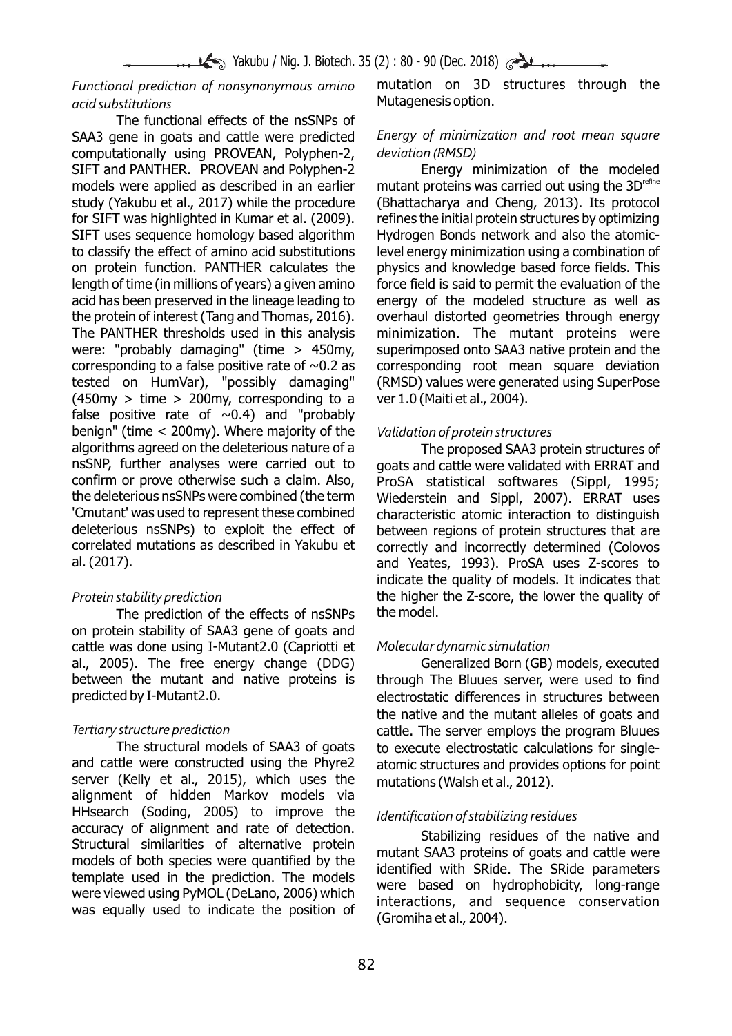*Functional prediction of nonsynonymous amino acid substitutions*

The functional effects of the nsSNPs of SAA3 gene in goats and cattle were predicted computationally using PROVEAN, Polyphen-2, SIFT and PANTHER. PROVEAN and Polyphen-2 models were applied as described in an earlier study (Yakubu et al., 2017) while the procedure for SIFT was highlighted in Kumar et al. (2009). SIFT uses sequence homology based algorithm to classify the effect of amino acid substitutions on protein function. PANTHER calculates the length of time (in millions of years) a given amino acid has been preserved in the lineage leading to the protein of interest (Tang and Thomas, 2016). The PANTHER thresholds used in this analysis were: "probably damaging" (time > 450my, corresponding to a false positive rate of ~0.2 as tested on HumVar), "possibly damaging" (450my > time > 200my, corresponding to a false positive rate of ~0.4) and "probably benign" (time < 200my). Where majority of the algorithms agreed on the deleterious nature of a nsSNP, further analyses were carried out to confirm or prove otherwise such a claim. Also, the deleterious nsSNPs were combined (the term 'Cmutant' was used to represent these combined deleterious nsSNPs) to exploit the effect of correlated mutations as described in Yakubu et al. (2017).

*Protein stability prediction*

The prediction of the effects of nsSNPs on protein stability of SAA3 gene of goats and cattle was done using I-Mutant2.0 (Capriotti et al., 2005). The free energy change (DDG) between the mutant and native proteins is predicted by I-Mutant2.0.

*Tertiary structure prediction*

The structural models of SAA3 of goats and cattle were constructed using the Phyre2 server (Kelly et al., 2015), which uses the alignment of hidden Markov models via HHsearch (Soding, 2005) to improve the accuracy of alignment and rate of detection. Structural similarities of alternative protein models of both species were quantified by the template used in the prediction. The models were viewed using PyMOL (DeLano, 2006) which was equally used to indicate the position of mutation on 3D structures through the Mutagenesis option.

*Energy of minimization and root mean square deviation (RMSD)*

Energy minimization of the modeled mutant proteins was carried out using the 3D[refine] (Bhattacharya and Cheng, 2013). Its protocol refines the initial protein structures by optimizing Hydrogen Bonds network and also the atomic-level energy minimization using a combination of physics and knowledge based force fields. This force field is said to permit the evaluation of the energy of the modeled structure as well as overhaul distorted geometries through energy minimization. The mutant proteins were superimposed onto SAA3 native protein and the corresponding root mean square deviation (RMSD) values were generated using SuperPose ver 1.0 (Maiti et al., 2004).

*Validation of protein structures*

The proposed SAA3 protein structures of goats and cattle were validated with ERRAT and ProSA statistical softwares (Sippl, 1995; Wiederstein and Sippl, 2007). ERRAT uses characteristic atomic interaction to distinguish between regions of protein structures that are correctly and incorrectly determined (Colovos and Yeates, 1993). ProSA uses Z-scores to indicate the quality of models. It indicates that the higher the Z-score, the lower the quality of the model.

*Molecular dynamic simulation*

Generalized Born (GB) models, executed through The Bluues server, were used to find electrostatic differences in structures between the native and the mutant alleles of goats and cattle. The server employs the program Bluues to execute electrostatic calculations for single-atomic structures and provides options for point mutations (Walsh et al., 2012).

*Identification of stabilizing residues*

Stabilizing residues of the native and mutant SAA3 proteins of goats and cattle were identified with SRide. The SRide parameters were based on hydrophobicity, long-range interactions, and sequence conservation (Gromiha et al., 2004).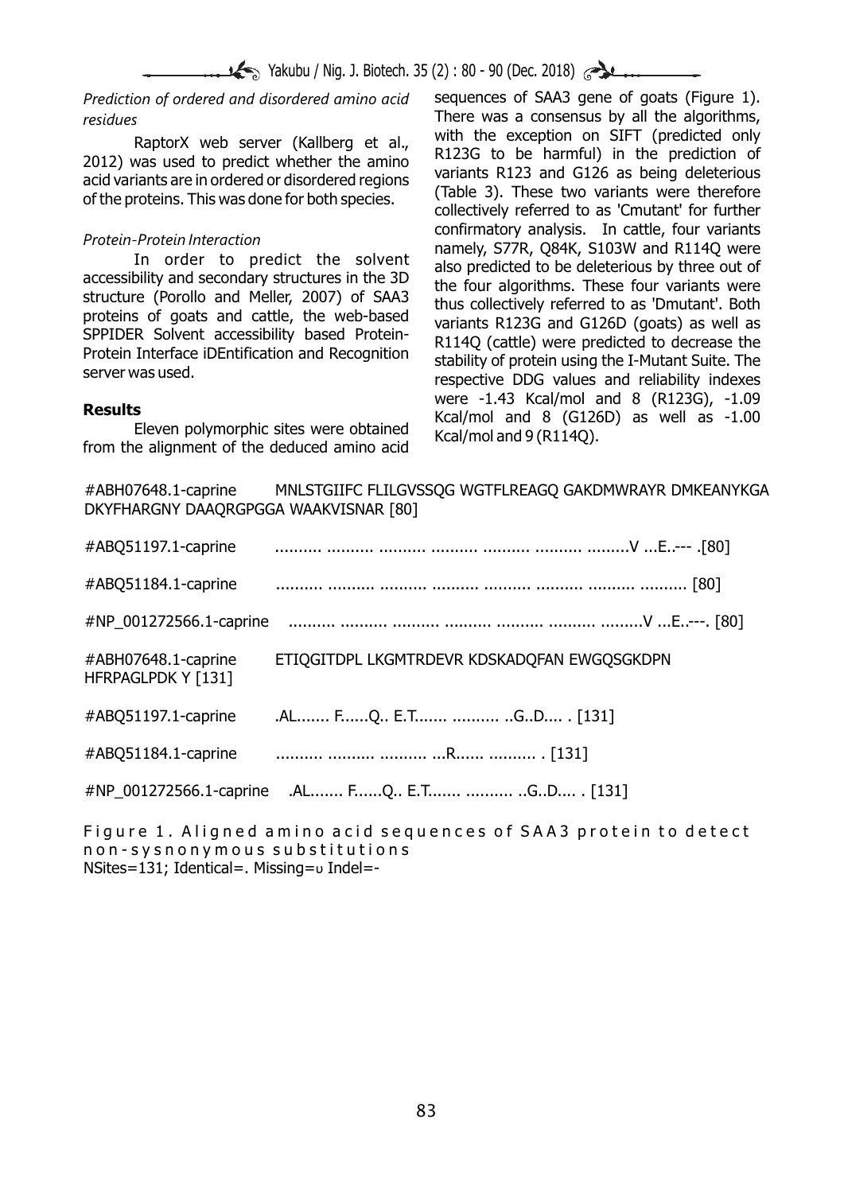*Prediction of ordered and disordered amino acid residues*

RaptorX web server (Kallberg et al., 2012) was used to predict whether the amino acid variants are in ordered or disordered regions of the proteins. This was done for both species.

*Protein-Protein Interaction*

In order to predict the solvent accessibility and secondary structures in the 3D structure (Porollo and Meller, 2007) of SAA3 proteins of goats and cattle, the web-based SPPIDER Solvent accessibility based Protein-Protein Interface iDEntification and Recognition server was used.

**Results**

Eleven polymorphic sites were obtained from the alignment of the deduced amino acid sequences of SAA3 gene of goats (Figure 1). There was a consensus by all the algorithms, with the exception on SIFT (predicted only R123G to be harmful) in the prediction of variants R123 and G126 as being deleterious (Table 3). These two variants were therefore collectively referred to as 'Cmutant' for further confirmatory analysis. In cattle, four variants namely, S77R, Q84K, S103W and R114Q were also predicted to be deleterious by three out of the four algorithms. These four variants were thus collectively referred to as 'Dmutant'. Both variants R123G and G126D (goats) as well as R114Q (cattle) were predicted to decrease the stability of protein using the I-Mutant Suite. The respective DDG values and reliability indexes were -1.43 Kcal/mol and 8 (R123G), -1.09 Kcal/mol and 8 (G126D) as well as -1.00 Kcal/mol and 9 (R114Q).

```
#ABH07648.1-caprine      MNLSTGIIFC FLILGVSSQG WGTFLREAGQ GAKDMWRAYR DMKEANYKGA DKYFHARGNY DAAQRGPGGA WAAKVISNAR [80]

#ABQ51197.1-caprine      .......... .......... .......... .......... .......... .......... .........V ...E..--- .[80]

#ABQ51184.1-caprine      .......... .......... .......... .......... .......... .......... .......... .......... [80]

#NP_001272566.1-caprine  .......... .......... .......... .......... .......... .......... .........V ...E..---. [80]

#ABH07648.1-caprine      ETIQGITDPL LKGMTRDEVR KDSKADQFAN EWGQSGKDPN HFRPAGLPDK Y [131]

#ABQ51197.1-caprine      .AL....... F......Q.. E.T....... .......... ..G..D.... . [131]

#ABQ51184.1-caprine      .......... .......... .......... ...R...... .......... . [131]

#NP_001272566.1-caprine  .AL....... F......Q.. E.T....... .......... ..G..D.... . [131]
```

Figure 1. Aligned amino acid sequences of SAA3 protein to detect non-sysnonymous substitutions
NSites=131; Identical=. Missing=υ Indel=-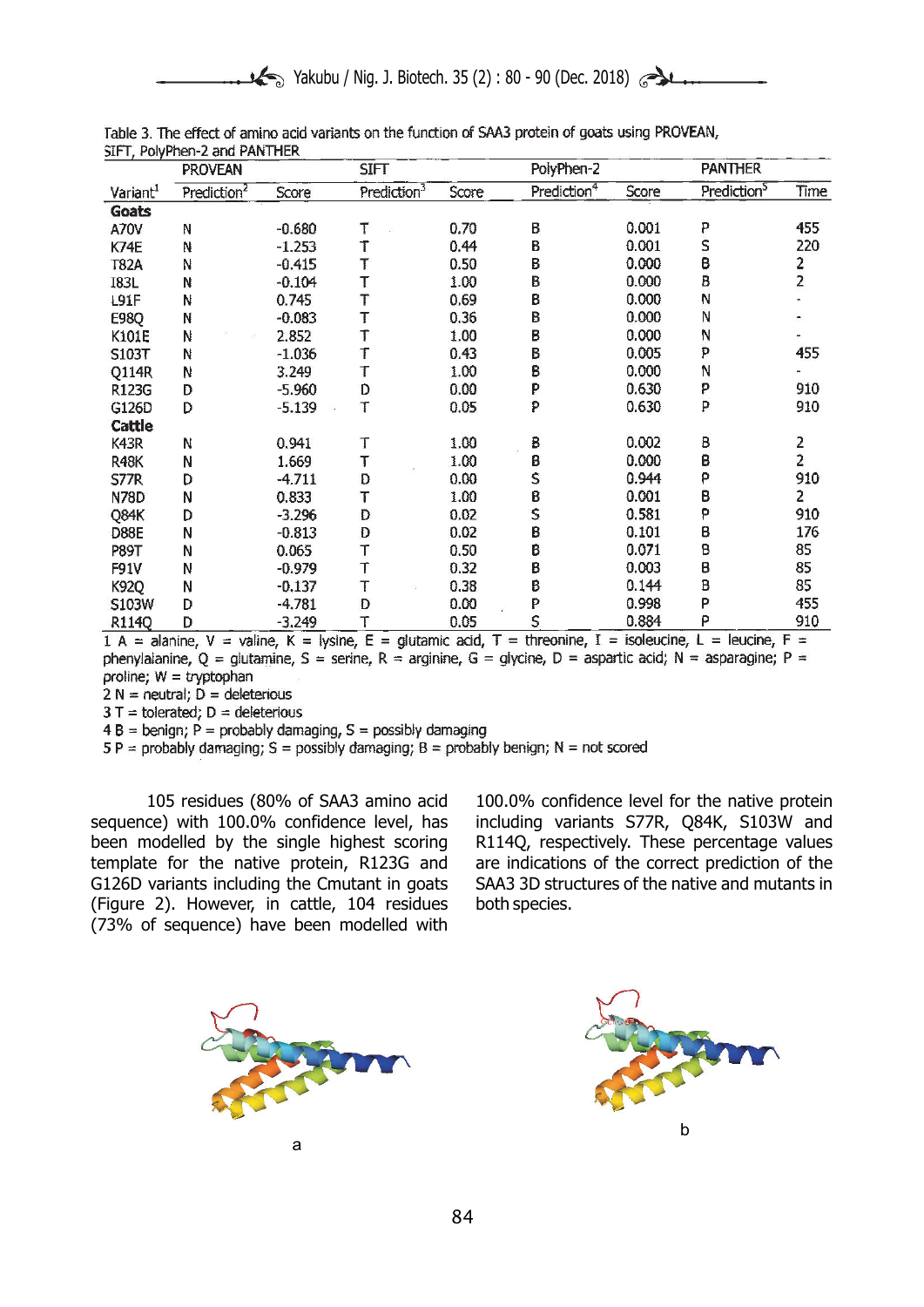Table 3. The effect of amino acid variants on the function of SAA3 protein of goats using PROVEAN, SIFT, PolyPhen-2 and PANTHER

| | PROVEAN | | SIFT | | PolyPhen-2 | | PANTHER | |
|---|---|---|---|---|---|---|---|---|
| Variant[1] | Prediction[2] | Score | Prediction[3] | Score | Prediction[4] | Score | Prediction[5] | Time |
| **Goats** | | | | | | | | |
| A70V | N | -0.680 | T | 0.70 | B | 0.001 | P | 455 |
| K74E | N | -1.253 | T | 0.44 | B | 0.001 | S | 220 |
| T82A | N | -0.415 | T | 0.50 | B | 0.000 | B | 2 |
| I83L | N | -0.104 | T | 1.00 | B | 0.000 | B | 2 |
| L91F | N | 0.745 | T | 0.69 | B | 0.000 | N | - |
| E98Q | N | -0.083 | T | 0.36 | B | 0.000 | N | - |
| K101E | N | 2.852 | T | 1.00 | B | 0.000 | N | - |
| S103T | N | -1.036 | T | 0.43 | B | 0.005 | P | 455 |
| Q114R | N | 3.249 | T | 1.00 | B | 0.000 | N | - |
| R123G | D | -5.960 | D | 0.00 | P | 0.630 | P | 910 |
| G126D | D | -5.139 | T | 0.05 | P | 0.630 | P | 910 |
| **Cattle** | | | | | | | | |
| K43R | N | 0.941 | T | 1.00 | B | 0.002 | B | 2 |
| R48K | N | 1.669 | T | 1.00 | B | 0.000 | B | 2 |
| S77R | D | -4.711 | D | 0.00 | S | 0.944 | P | 910 |
| N78D | N | 0.833 | T | 1.00 | B | 0.001 | B | 2 |
| Q84K | D | -3.296 | D | 0.02 | S | 0.581 | P | 910 |
| D88E | N | -0.813 | D | 0.02 | B | 0.101 | B | 176 |
| P89T | N | 0.065 | T | 0.50 | B | 0.071 | B | 85 |
| F91V | N | -0.979 | T | 0.32 | B | 0.003 | B | 85 |
| K92Q | N | -0.137 | T | 0.38 | B | 0.144 | B | 85 |
| S103W | D | -4.781 | D | 0.00 | P | 0.998 | P | 455 |
| R114Q | D | -3.249 | T | 0.05 | S | 0.884 | P | 910 |

1 A = alanine, V = valine, K = lysine, E = glutamic acid, T = threonine, I = isoleucine, L = leucine, F = phenylalanine, Q = glutamine, S = serine, R = arginine, G = glycine, D = aspartic acid; N = asparagine; P = proline; W = tryptophan
2 N = neutral; D = deleterious
3 T = tolerated; D = deleterious
4 B = benign; P = probably damaging, S = possibly damaging
5 P = probably damaging; S = possibly damaging; B = probably benign; N = not scored

105 residues (80% of SAA3 amino acid sequence) with 100.0% confidence level, has been modelled by the single highest scoring template for the native protein, R123G and G126D variants including the Cmutant in goats (Figure 2). However, in cattle, 104 residues (73% of sequence) have been modelled with 100.0% confidence level for the native protein including variants S77R, Q84K, S103W and R114Q, respectively. These percentage values are indications of the correct prediction of the SAA3 3D structures of the native and mutants in both species.

a

b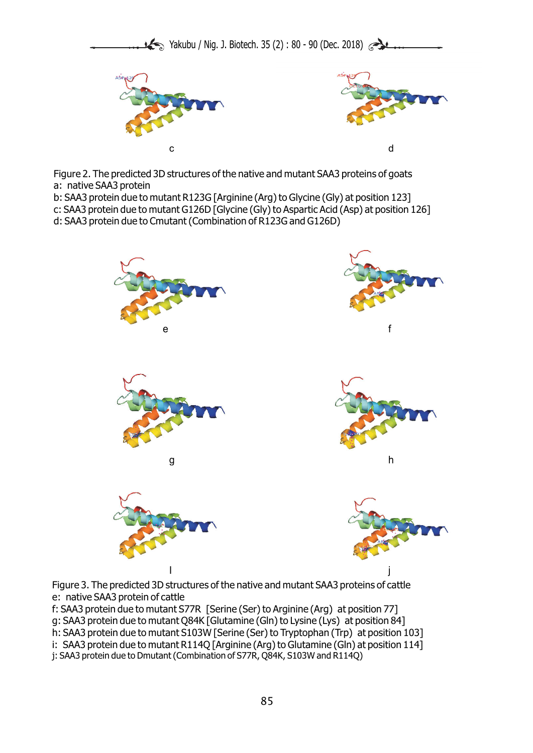c

d

Figure 2. The predicted 3D structures of the native and mutant SAA3 proteins of goats
a: native SAA3 protein
b: SAA3 protein due to mutant R123G [Arginine (Arg) to Glycine (Gly) at position 123]
c: SAA3 protein due to mutant G126D [Glycine (Gly) to Aspartic Acid (Asp) at position 126]
d: SAA3 protein due to Cmutant (Combination of R123G and G126D)

e

f

g

h

I

j

Figure 3. The predicted 3D structures of the native and mutant SAA3 proteins of cattle
e: native SAA3 protein of cattle
f: SAA3 protein due to mutant S77R [Serine (Ser) to Arginine (Arg) at position 77]
g: SAA3 protein due to mutant Q84K [Glutamine (Gln) to Lysine (Lys) at position 84]
h: SAA3 protein due to mutant S103W [Serine (Ser) to Tryptophan (Trp) at position 103]
i: SAA3 protein due to mutant R114Q [Arginine (Arg) to Glutamine (Gln) at position 114]
j: SAA3 protein due to Dmutant (Combination of S77R, Q84K, S103W and R114Q)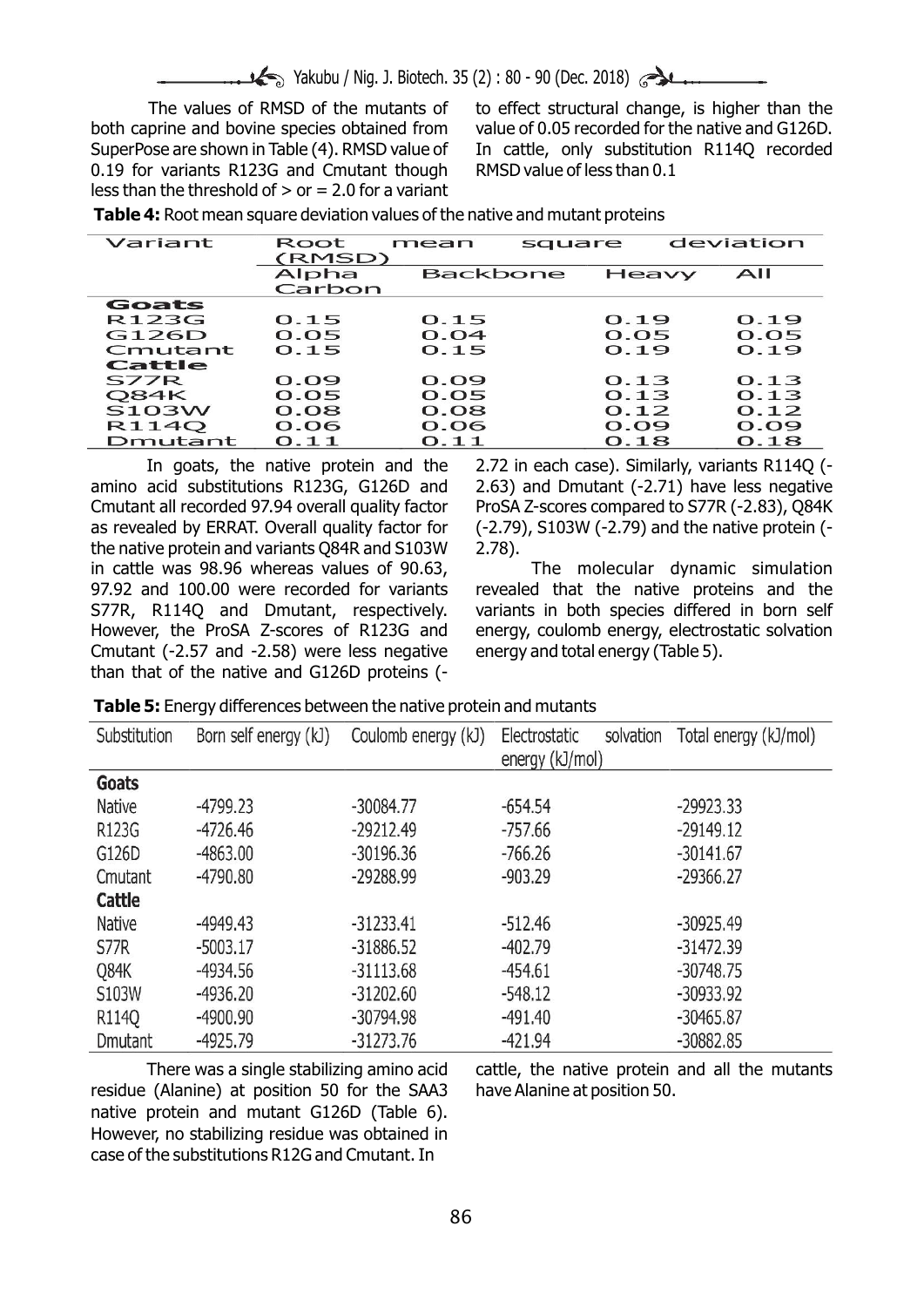The values of RMSD of the mutants of both caprine and bovine species obtained from SuperPose are shown in Table (4). RMSD value of 0.19 for variants R123G and Cmutant though less than the threshold of > or = 2.0 for a variant to effect structural change, is higher than the value of 0.05 recorded for the native and G126D. In cattle, only substitution R114Q recorded RMSD value of less than 0.1

**Table 4:** Root mean square deviation values of the native and mutant proteins

| Variant | Root mean square deviation (RMSD) | | | |
|---|---|---|---|---|
| | Alpha Carbon | Backbone | Heavy | All |
| **Goats** | | | | |
| R123G | 0.15 | 0.15 | 0.19 | 0.19 |
| G126D | 0.05 | 0.04 | 0.05 | 0.05 |
| Cmutant | 0.15 | 0.15 | 0.19 | 0.19 |
| **Cattle** | | | | |
| S77R | 0.09 | 0.09 | 0.13 | 0.13 |
| Q84K | 0.05 | 0.05 | 0.13 | 0.13 |
| S103W | 0.08 | 0.08 | 0.12 | 0.12 |
| R114Q | 0.06 | 0.06 | 0.09 | 0.09 |
| Dmutant | 0.11 | 0.11 | 0.18 | 0.18 |

In goats, the native protein and the amino acid substitutions R123G, G126D and Cmutant all recorded 97.94 overall quality factor as revealed by ERRAT. Overall quality factor for the native protein and variants Q84R and S103W in cattle was 98.96 whereas values of 90.63, 97.92 and 100.00 were recorded for variants S77R, R114Q and Dmutant, respectively. However, the ProSA Z-scores of R123G and Cmutant (-2.57 and -2.58) were less negative than that of the native and G126D proteins (-2.72 in each case). Similarly, variants R114Q (-2.63) and Dmutant (-2.71) have less negative ProSA Z-scores compared to S77R (-2.83), Q84K (-2.79), S103W (-2.79) and the native protein (-2.78).

The molecular dynamic simulation revealed that the native proteins and the variants in both species differed in born self energy, coulomb energy, electrostatic solvation energy and total energy (Table 5).

**Table 5:** Energy differences between the native protein and mutants

| Substitution | Born self energy (kJ) | Coulomb energy (kJ) | Electrostatic solvation energy (kJ/mol) | Total energy (kJ/mol) |
|---|---|---|---|---|
| **Goats** | | | | |
| Native | -4799.23 | -30084.77 | -654.54 | -29923.33 |
| R123G | -4726.46 | -29212.49 | -757.66 | -29149.12 |
| G126D | -4863.00 | -30196.36 | -766.26 | -30141.67 |
| Cmutant | -4790.80 | -29288.99 | -903.29 | -29366.27 |
| **Cattle** | | | | |
| Native | -4949.43 | -31233.41 | -512.46 | -30925.49 |
| S77R | -5003.17 | -31886.52 | -402.79 | -31472.39 |
| Q84K | -4934.56 | -31113.68 | -454.61 | -30748.75 |
| S103W | -4936.20 | -31202.60 | -548.12 | -30933.92 |
| R114Q | -4900.90 | -30794.98 | -491.40 | -30465.87 |
| Dmutant | -4925.79 | -31273.76 | -421.94 | -30882.85 |

There was a single stabilizing amino acid residue (Alanine) at position 50 for the SAA3 native protein and mutant G126D (Table 6). However, no stabilizing residue was obtained in case of the substitutions R12G and Cmutant. In cattle, the native protein and all the mutants have Alanine at position 50.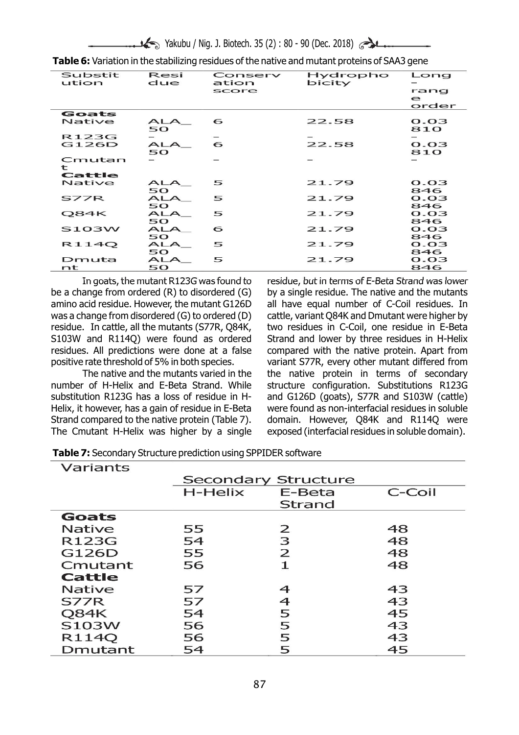**Table 6:** Variation in the stabilizing residues of the native and mutant proteins of SAA3 gene

| Substitution | Residue | Conservation score | Hydrophobicity | Long – range order |
|---|---|---|---|---|
| **Goats** | | | | |
| Native | ALA_ 50 | 6 | 22.58 | 0.03810 |
| R123G | – | – | – | – |
| G126D | ALA_ 50 | 6 | 22.58 | 0.03810 |
| Cmutant | – | – | – | – |
| **Cattle** | | | | |
| Native | ALA_ 50 | 5 | 21.79 | 0.03846 |
| S77R | ALA_ 50 | 5 | 21.79 | 0.03846 |
| Q84K | ALA_ 50 | 5 | 21.79 | 0.03846 |
| S103W | ALA_ 50 | 6 | 21.79 | 0.03846 |
| R114Q | ALA_ 50 | 5 | 21.79 | 0.03846 |
| Dmutant | ALA_ 50 | 5 | 21.79 | 0.03846 |

In goats, the mutant R123G was found to be a change from ordered (R) to disordered (G) amino acid residue. However, the mutant G126D was a change from disordered (G) to ordered (D) residue. In cattle, all the mutants (S77R, Q84K, S103W and R114Q) were found as ordered residues. All predictions were done at a false positive rate threshold of 5% in both species.

The native and the mutants varied in the number of H-Helix and E-Beta Strand. While substitution R123G has a loss of residue in H-Helix, it however, has a gain of residue in E-Beta Strand compared to the native protein (Table 7). The Cmutant H-Helix was higher by a single residue, but in terms of E-Beta Strand was lower by a single residue. The native and the mutants all have equal number of C-Coil residues. In cattle, variant Q84K and Dmutant were higher by two residues in C-Coil, one residue in E-Beta Strand and lower by three residues in H-Helix compared with the native protein. Apart from variant S77R, every other mutant differed from the native protein in terms of secondary structure configuration. Substitutions R123G and G126D (goats), S77R and S103W (cattle) were found as non-interfacial residues in soluble domain. However, Q84K and R114Q were exposed (interfacial residues in soluble domain).

**Table 7:** Secondary Structure prediction using SPPIDER software

| Variants | Secondary Structure | | |
|---|---|---|---|
| | H-Helix | E-Beta Strand | C-Coil |
| **Goats** | | | |
| Native | 55 | 2 | 48 |
| R123G | 54 | 3 | 48 |
| G126D | 55 | 2 | 48 |
| Cmutant | 56 | 1 | 48 |
| **Cattle** | | | |
| Native | 57 | 4 | 43 |
| S77R | 57 | 4 | 43 |
| Q84K | 54 | 5 | 45 |
| S103W | 56 | 5 | 43 |
| R114Q | 56 | 5 | 43 |
| Dmutant | 54 | 5 | 45 |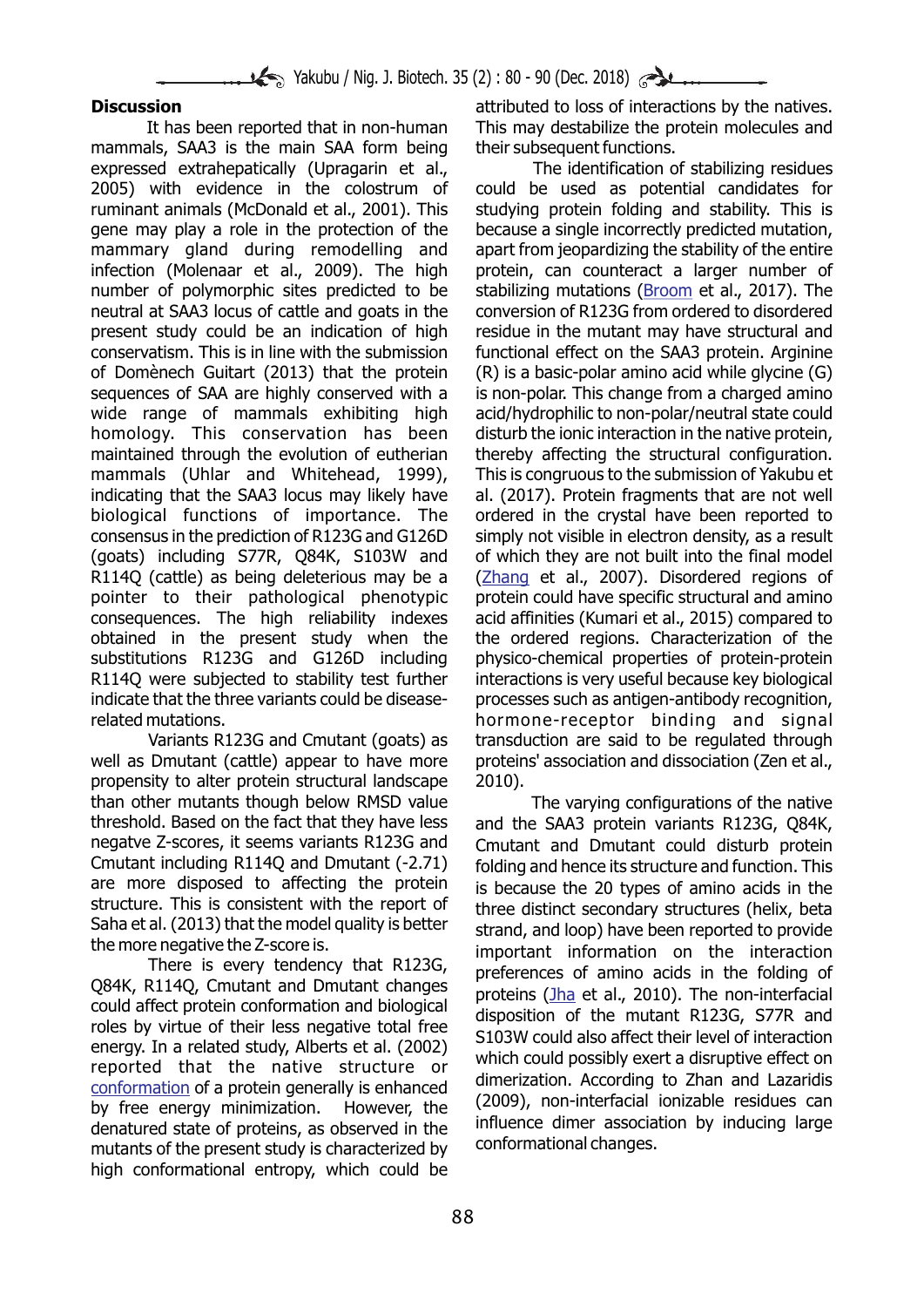## Discussion

It has been reported that in non-human mammals, SAA3 is the main SAA form being expressed extrahepatically (Upragarin et al., 2005) with evidence in the colostrum of ruminant animals (McDonald et al., 2001). This gene may play a role in the protection of the mammary gland during remodelling and infection (Molenaar et al., 2009). The high number of polymorphic sites predicted to be neutral at SAA3 locus of cattle and goats in the present study could be an indication of high conservatism. This is in line with the submission of Domènech Guitart (2013) that the protein sequences of SAA are highly conserved with a wide range of mammals exhibiting high homology. This conservation has been maintained through the evolution of eutherian mammals (Uhlar and Whitehead, 1999), indicating that the SAA3 locus may likely have biological functions of importance. The consensus in the prediction of R123G and G126D (goats) including S77R, Q84K, S103W and R114Q (cattle) as being deleterious may be a pointer to their pathological phenotypic consequences. The high reliability indexes obtained in the present study when the substitutions R123G and G126D including R114Q were subjected to stability test further indicate that the three variants could be disease-related mutations.

Variants R123G and Cmutant (goats) as well as Dmutant (cattle) appear to have more propensity to alter protein structural landscape than other mutants though below RMSD value threshold. Based on the fact that they have less negatve Z-scores, it seems variants R123G and Cmutant including R114Q and Dmutant (-2.71) are more disposed to affecting the protein structure. This is consistent with the report of Saha et al. (2013) that the model quality is better the more negative the Z-score is.

There is every tendency that R123G, Q84K, R114Q, Cmutant and Dmutant changes could affect protein conformation and biological roles by virtue of their less negative total free energy. In a related study, Alberts et al. (2002) reported that the native structure or conformation of a protein generally is enhanced by free energy minimization. However, the denatured state of proteins, as observed in the mutants of the present study is characterized by high conformational entropy, which could be attributed to loss of interactions by the natives. This may destabilize the protein molecules and their subsequent functions.

The identification of stabilizing residues could be used as potential candidates for studying protein folding and stability. This is because a single incorrectly predicted mutation, apart from jeopardizing the stability of the entire protein, can counteract a larger number of stabilizing mutations (Broom et al., 2017). The conversion of R123G from ordered to disordered residue in the mutant may have structural and functional effect on the SAA3 protein. Arginine (R) is a basic-polar amino acid while glycine (G) is non-polar. This change from a charged amino acid/hydrophilic to non-polar/neutral state could disturb the ionic interaction in the native protein, thereby affecting the structural configuration. This is congruous to the submission of Yakubu et al. (2017). Protein fragments that are not well ordered in the crystal have been reported to simply not visible in electron density, as a result of which they are not built into the final model (Zhang et al., 2007). Disordered regions of protein could have specific structural and amino acid affinities (Kumari et al., 2015) compared to the ordered regions. Characterization of the physico-chemical properties of protein-protein interactions is very useful because key biological processes such as antigen-antibody recognition, hormone-receptor binding and signal transduction are said to be regulated through proteins' association and dissociation (Zen et al., 2010).

The varying configurations of the native and the SAA3 protein variants R123G, Q84K, Cmutant and Dmutant could disturb protein folding and hence its structure and function. This is because the 20 types of amino acids in the three distinct secondary structures (helix, beta strand, and loop) have been reported to provide important information on the interaction preferences of amino acids in the folding of proteins (Jha et al., 2010). The non-interfacial disposition of the mutant R123G, S77R and S103W could also affect their level of interaction which could possibly exert a disruptive effect on dimerization. According to Zhan and Lazaridis (2009), non-interfacial ionizable residues can influence dimer association by inducing large conformational changes.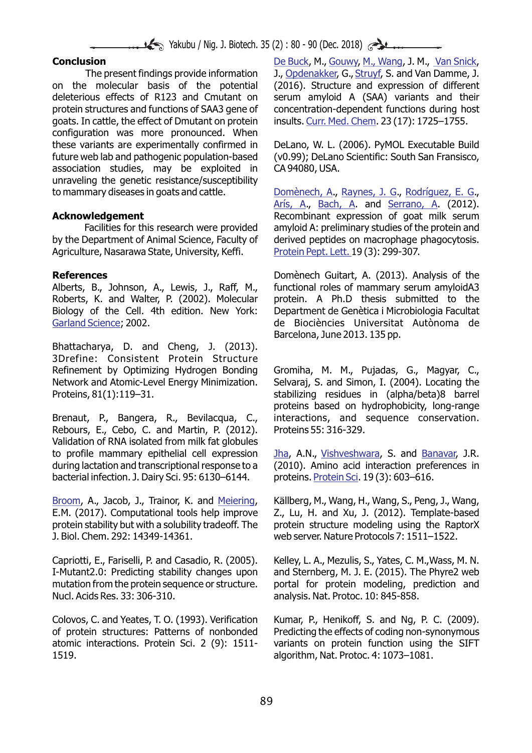## Conclusion

The present findings provide information on the molecular basis of the potential deleterious effects of R123 and Cmutant on protein structures and functions of SAA3 gene of goats. In cattle, the effect of Dmutant on protein configuration was more pronounced. When these variants are experimentally confirmed in future web lab and pathogenic population-based association studies, may be exploited in unraveling the genetic resistance/susceptibility to mammary diseases in goats and cattle.

## Acknowledgement

Facilities for this research were provided by the Department of Animal Science, Faculty of Agriculture, Nasarawa State, University, Keffi.

## References

Alberts, B., Johnson, A., Lewis, J., Raff, M., Roberts, K. and Walter, P. (2002). Molecular Biology of the Cell. 4th edition. New York: Garland Science; 2002.

Bhattacharya, D. and Cheng, J. (2013). 3Drefine: Consistent Protein Structure Refinement by Optimizing Hydrogen Bonding Network and Atomic-Level Energy Minimization. Proteins, 81(1):119–31.

Brenaut, P., Bangera, R., Bevilacqua, C., Rebours, E., Cebo, C. and Martin, P. (2012). Validation of RNA isolated from milk fat globules to profile mammary epithelial cell expression during lactation and transcriptional response to a bacterial infection. J. Dairy Sci. 95: 6130–6144.

Broom, A., Jacob, J., Trainor, K. and Meiering, E.M. (2017). Computational tools help improve protein stability but with a solubility tradeoff. The J. Biol. Chem. 292: 14349-14361.

Capriotti, E., Fariselli, P. and Casadio, R. (2005). I-Mutant2.0: Predicting stability changes upon mutation from the protein sequence or structure. Nucl. Acids Res. 33: 306-310.

Colovos, C. and Yeates, T. O. (1993). Verification of protein structures: Patterns of nonbonded atomic interactions. Protein Sci. 2 (9): 1511-1519.

De Buck, M., Gouwy, M., Wang, J. M., Van Snick, J., Opdenakker, G., Struyf, S. and Van Damme, J. (2016). Structure and expression of different serum amyloid A (SAA) variants and their concentration-dependent functions during host insults. Curr. Med. Chem. 23 (17): 1725–1755.

DeLano, W. L. (2006). PyMOL Executable Build (v0.99); DeLano Scientific: South San Fransisco, CA 94080, USA.

Domènech, A., Raynes, J. G., Rodríguez, E. G., Arís, A., Bach, A. and Serrano, A. (2012). Recombinant expression of goat milk serum amyloid A: preliminary studies of the protein and derived peptides on macrophage phagocytosis. Protein Pept. Lett. 19 (3): 299-307.

Domènech Guitart, A. (2013). Analysis of the functional roles of mammary serum amyloidA3 protein. A Ph.D thesis submitted to the Department de Genètica i Microbiologia Facultat de Biociències Universitat Autònoma de Barcelona, June 2013. 135 pp.

Gromiha, M. M., Pujadas, G., Magyar, C., Selvaraj, S. and Simon, I. (2004). Locating the stabilizing residues in (alpha/beta)8 barrel proteins based on hydrophobicity, long-range interactions, and sequence conservation. Proteins 55: 316-329.

Jha, A.N., Vishveshwara, S. and Banavar, J.R. (2010). Amino acid interaction preferences in proteins. Protein Sci. 19 (3): 603–616.

Källberg, M., Wang, H., Wang, S., Peng, J., Wang, Z., Lu, H. and Xu, J. (2012). Template-based protein structure modeling using the RaptorX web server. Nature Protocols 7: 1511–1522.

Kelley, L. A., Mezulis, S., Yates, C. M.,Wass, M. N. and Sternberg, M. J. E. (2015). The Phyre2 web portal for protein modeling, prediction and analysis. Nat. Protoc. 10: 845-858.

Kumar, P., Henikoff, S. and Ng, P. C. (2009). Predicting the effects of coding non-synonymous variants on protein function using the SIFT algorithm, Nat. Protoc. 4: 1073–1081.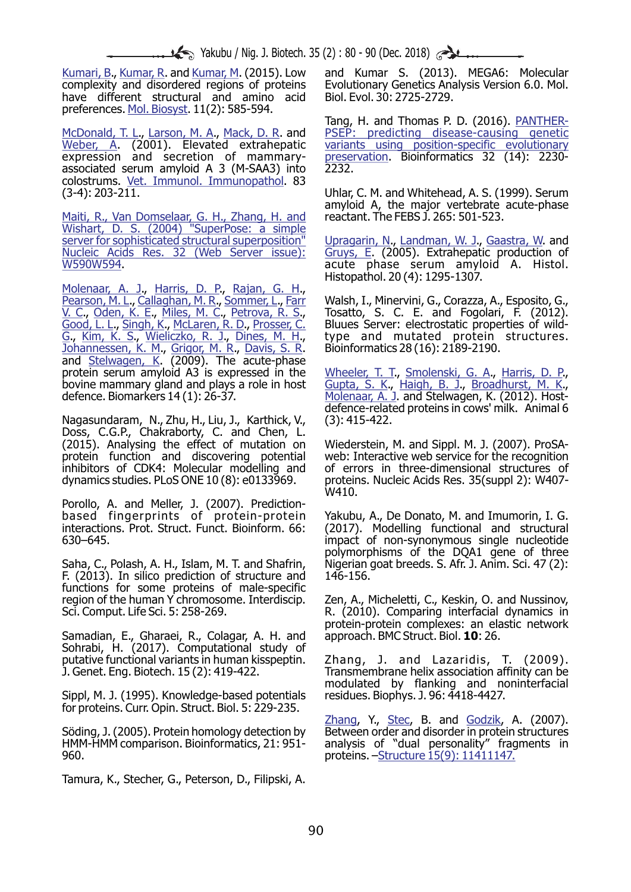Kumari, B., Kumar, R. and Kumar, M. (2015). Low complexity and disordered regions of proteins have different structural and amino acid preferences. Mol. Biosyst. 11(2): 585-594.

McDonald, T. L., Larson, M. A., Mack, D. R. and Weber, A. (2001). Elevated extrahepatic expression and secretion of mammary-associated serum amyloid A 3 (M-SAA3) into colostrums. Vet. Immunol. Immunopathol. 83 (3-4): 203-211.

Maiti, R., Van Domselaar, G. H., Zhang, H. and Wishart, D. S. (2004) "SuperPose: a simple server for sophisticated structural superposition" Nucleic Acids Res. 32 (Web Server issue): W590W594.

Molenaar, A. J., Harris, D. P., Rajan, G. H., Pearson, M. L., Callaghan, M. R., Sommer, L., Farr V. C., Oden, K. E., Miles, M. C., Petrova, R. S., Good, L. L., Singh, K., McLaren, R. D., Prosser, C. G., Kim, K. S., Wieliczko, R. J., Dines, M. H., Johannessen, K. M., Grigor, M. R., Davis, S. R. and Stelwagen, K. (2009). The acute-phase protein serum amyloid A3 is expressed in the bovine mammary gland and plays a role in host defence. Biomarkers 14 (1): 26-37.

Nagasundaram, N., Zhu, H., Liu, J., Karthick, V., Doss, C.G.P., Chakraborty, C. and Chen, L. (2015). Analysing the effect of mutation on protein function and discovering potential inhibitors of CDK4: Molecular modelling and dynamics studies. PLoS ONE 10 (8): e0133969.

Porollo, A. and Meller, J. (2007). Prediction-based fingerprints of protein-protein interactions. Prot. Struct. Funct. Bioinform. 66: 630–645.

Saha, C., Polash, A. H., Islam, M. T. and Shafrin, F. (2013). In silico prediction of structure and functions for some proteins of male-specific region of the human Y chromosome. Interdiscip. Sci. Comput. Life Sci. 5: 258-269.

Samadian, E., Gharaei, R., Colagar, A. H. and Sohrabi, H. (2017). Computational study of putative functional variants in human kisspeptin. J. Genet. Eng. Biotech. 15 (2): 419-422.

Sippl, M. J. (1995). Knowledge-based potentials for proteins. Curr. Opin. Struct. Biol. 5: 229-235.

Söding, J. (2005). Protein homology detection by HMM-HMM comparison. Bioinformatics, 21: 951-960.

Tamura, K., Stecher, G., Peterson, D., Filipski, A. and Kumar S. (2013). MEGA6: Molecular Evolutionary Genetics Analysis Version 6.0. Mol. Biol. Evol. 30: 2725-2729.

Tang, H. and Thomas P. D. (2016). PANTHER-PSEP: predicting disease-causing genetic variants using position-specific evolutionary preservation. Bioinformatics 32 (14): 2230-2232.

Uhlar, C. M. and Whitehead, A. S. (1999). Serum amyloid A, the major vertebrate acute-phase reactant. The FEBS J. 265: 501-523.

Upragarin, N., Landman, W. J., Gaastra, W. and Gruys, E. (2005). Extrahepatic production of acute phase serum amyloid A. Histol. Histopathol. 20 (4): 1295-1307.

Walsh, I., Minervini, G., Corazza, A., Esposito, G., Tosatto, S. C. E. and Fogolari, F. (2012). Bluues Server: electrostatic properties of wild-type and mutated protein structures. Bioinformatics 28 (16): 2189-2190.

Wheeler, T. T., Smolenski, G. A., Harris, D. P., Gupta, S. K., Haigh, B. J., Broadhurst, M. K., Molenaar, A. J. and Stelwagen, K. (2012). Host-defence-related proteins in cows' milk. Animal 6 (3): 415-422.

Wiederstein, M. and Sippl. M. J. (2007). ProSA-web: Interactive web service for the recognition of errors in three-dimensional structures of proteins. Nucleic Acids Res. 35(suppl 2): W407-W410.

Yakubu, A., De Donato, M. and Imumorin, I. G. (2017). Modelling functional and structural impact of non-synonymous single nucleotide polymorphisms of the DQA1 gene of three Nigerian goat breeds. S. Afr. J. Anim. Sci. 47 (2): 146-156.

Zen, A., Micheletti, C., Keskin, O. and Nussinov, R. (2010). Comparing interfacial dynamics in protein-protein complexes: an elastic network approach. BMC Struct. Biol. **10**: 26.

Zhang, J. and Lazaridis, T. (2009). Transmembrane helix association affinity can be modulated by flanking and noninterfacial residues. Biophys. J. 96: 4418-4427.

Zhang, Y., Stec, B. and Godzik, A. (2007). Between order and disorder in protein structures analysis of "dual personality" fragments in proteins. –Structure 15(9): 11411147.